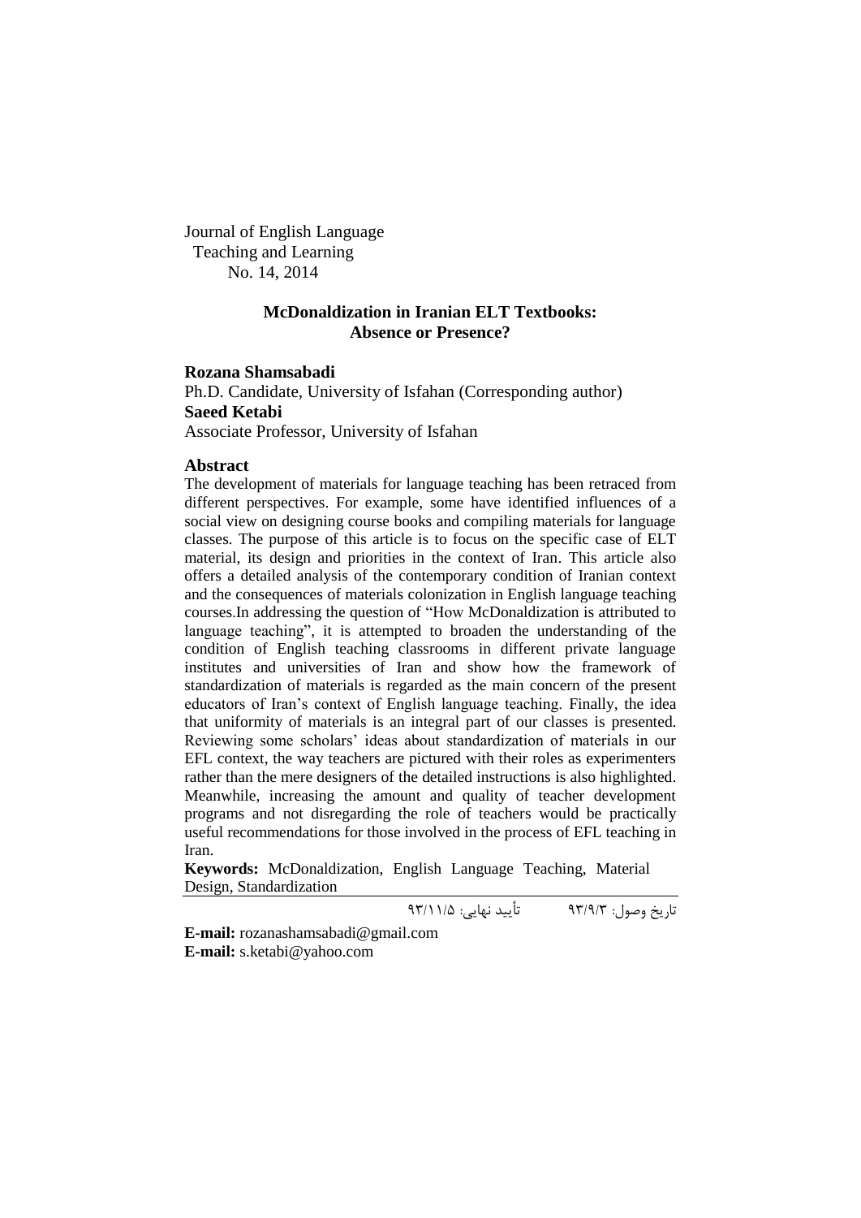Journal of English Language
Teaching and Learning
No. 14, 2014

# McDonaldization in Iranian ELT Textbooks: Absence or Presence?

**Rozana Shamsabadi**

Ph.D. Candidate, University of Isfahan (Corresponding author)

**Saeed Ketabi**

Associate Professor, University of Isfahan

## Abstract

The development of materials for language teaching has been retraced from different perspectives. For example, some have identified influences of a social view on designing course books and compiling materials for language classes. The purpose of this article is to focus on the specific case of ELT material, its design and priorities in the context of Iran. This article also offers a detailed analysis of the contemporary condition of Iranian context and the consequences of materials colonization in English language teaching courses.In addressing the question of "How McDonaldization is attributed to language teaching", it is attempted to broaden the understanding of the condition of English teaching classrooms in different private language institutes and universities of Iran and show how the framework of standardization of materials is regarded as the main concern of the present educators of Iran's context of English language teaching. Finally, the idea that uniformity of materials is an integral part of our classes is presented. Reviewing some scholars' ideas about standardization of materials in our EFL context, the way teachers are pictured with their roles as experimenters rather than the mere designers of the detailed instructions is also highlighted. Meanwhile, increasing the amount and quality of teacher development programs and not disregarding the role of teachers would be practically useful recommendations for those involved in the process of EFL teaching in Iran.

**Keywords:** McDonaldization, English Language Teaching, Material Design, Standardization

تاریخ وصول: ۹۳/۹/۳ تأیید نهایی: ۹۳/۱۱/۵

**E-mail:** rozanashamsabadi@gmail.com
**E-mail:** s.ketabi@yahoo.com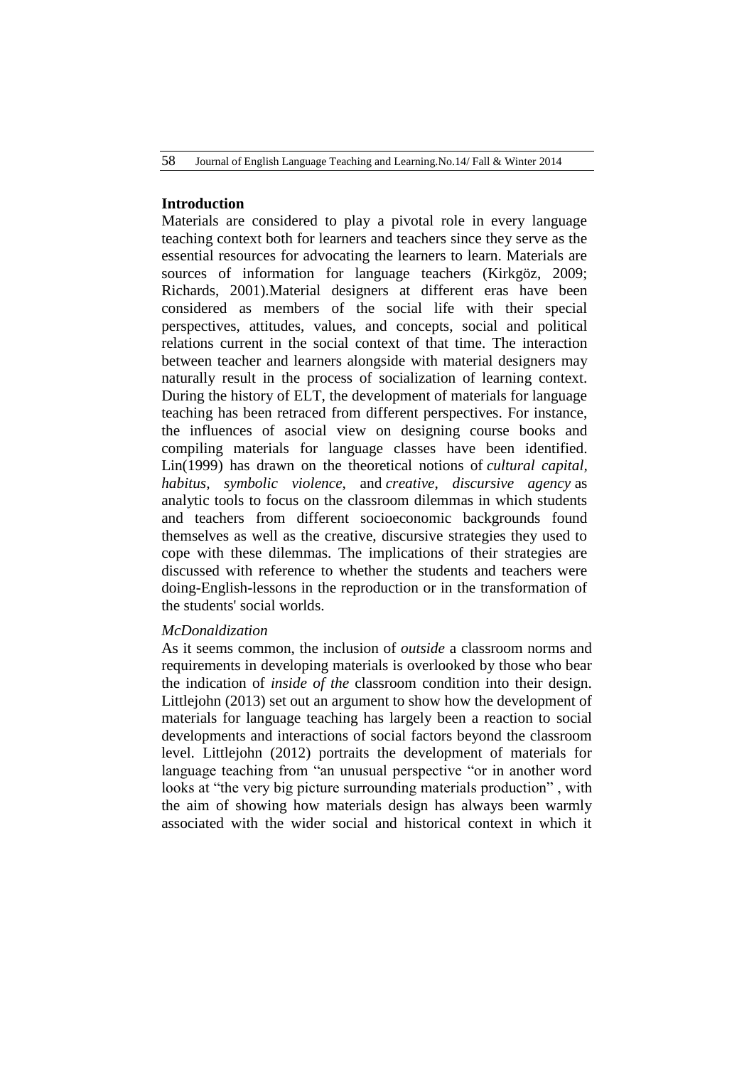## Introduction

Materials are considered to play a pivotal role in every language teaching context both for learners and teachers since they serve as the essential resources for advocating the learners to learn. Materials are sources of information for language teachers (Kirkgöz, 2009; Richards, 2001).Material designers at different eras have been considered as members of the social life with their special perspectives, attitudes, values, and concepts, social and political relations current in the social context of that time. The interaction between teacher and learners alongside with material designers may naturally result in the process of socialization of learning context. During the history of ELT, the development of materials for language teaching has been retraced from different perspectives. For instance, the influences of asocial view on designing course books and compiling materials for language classes have been identified. Lin(1999) has drawn on the theoretical notions of *cultural capital, habitus, symbolic violence*, and *creative, discursive agency* as analytic tools to focus on the classroom dilemmas in which students and teachers from different socioeconomic backgrounds found themselves as well as the creative, discursive strategies they used to cope with these dilemmas. The implications of their strategies are discussed with reference to whether the students and teachers were doing-English-lessons in the reproduction or in the transformation of the students' social worlds.

### *McDonaldization*

As it seems common, the inclusion of *outside* a classroom norms and requirements in developing materials is overlooked by those who bear the indication of *inside of the* classroom condition into their design. Littlejohn (2013) set out an argument to show how the development of materials for language teaching has largely been a reaction to social developments and interactions of social factors beyond the classroom level. Littlejohn (2012) portraits the development of materials for language teaching from "an unusual perspective "or in another word looks at "the very big picture surrounding materials production" , with the aim of showing how materials design has always been warmly associated with the wider social and historical context in which it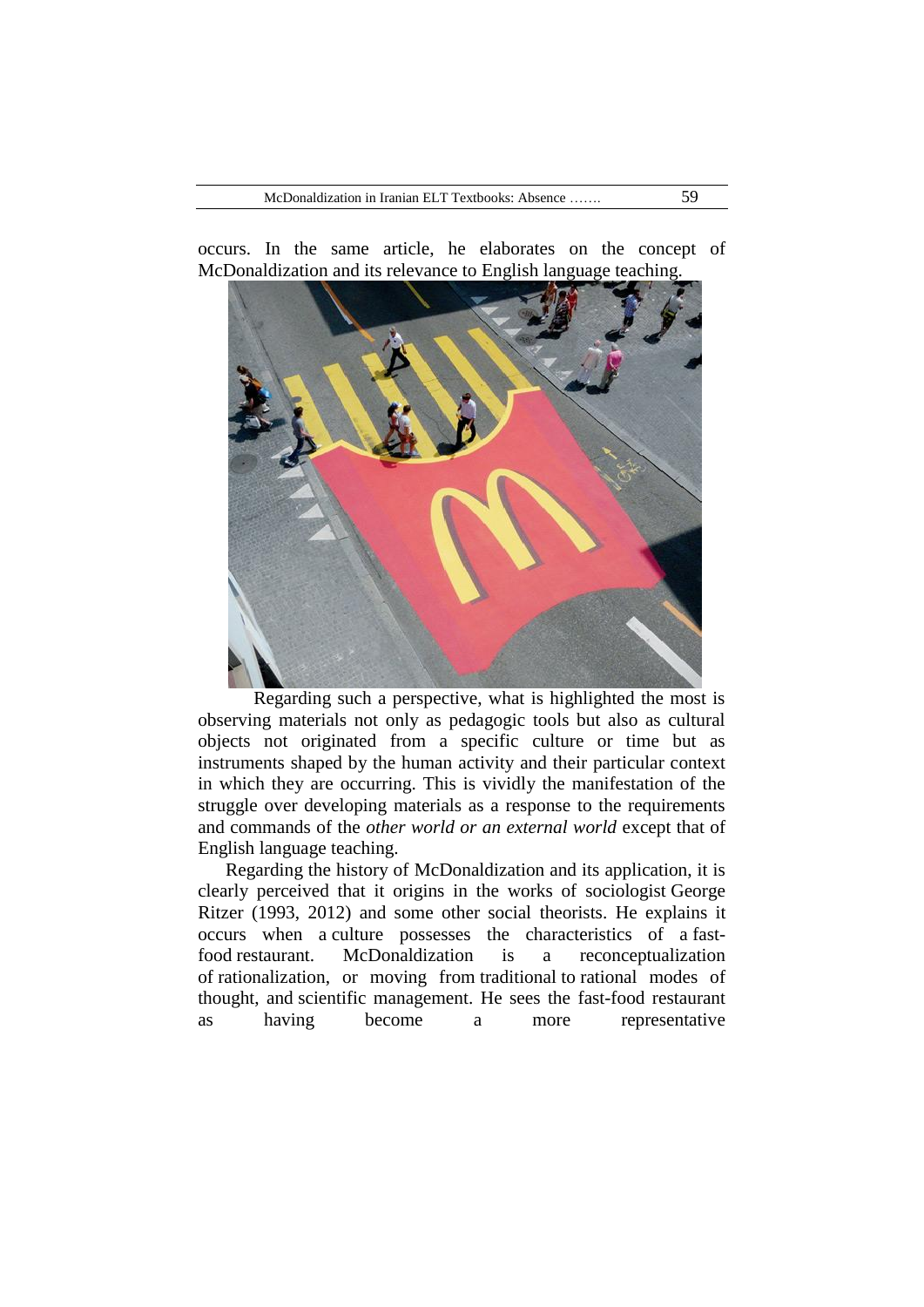occurs. In the same article, he elaborates on the concept of McDonaldization and its relevance to English language teaching.

Regarding such a perspective, what is highlighted the most is observing materials not only as pedagogic tools but also as cultural objects not originated from a specific culture or time but as instruments shaped by the human activity and their particular context in which they are occurring. This is vividly the manifestation of the struggle over developing materials as a response to the requirements and commands of the *other world or an external world* except that of English language teaching.

Regarding the history of McDonaldization and its application, it is clearly perceived that it origins in the works of sociologist George Ritzer (1993, 2012) and some other social theorists. He explains it occurs when a culture possesses the characteristics of a fast-food restaurant. McDonaldization is a reconceptualization of rationalization, or moving from traditional to rational modes of thought, and scientific management. He sees the fast-food restaurant as having become a more representative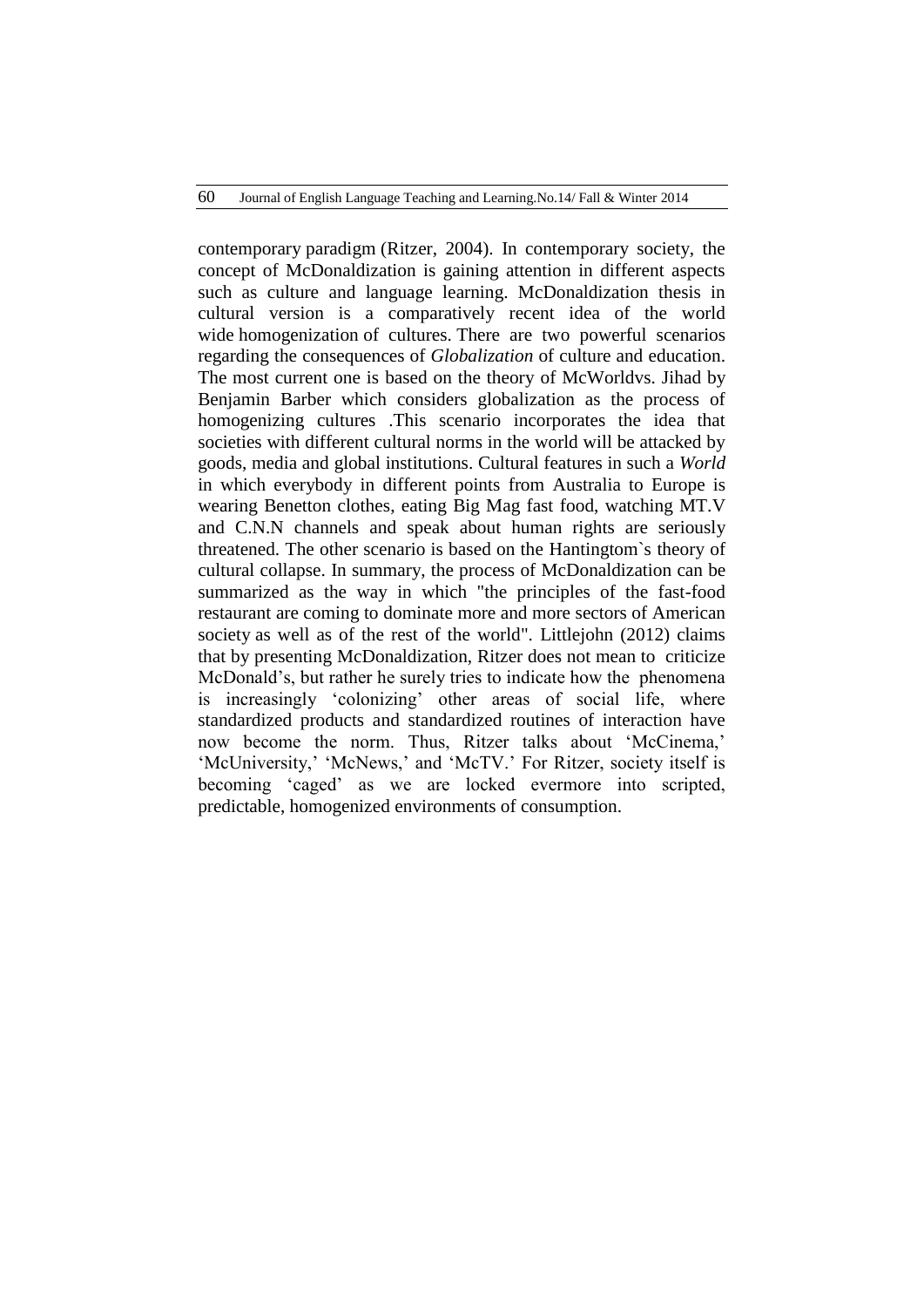contemporary paradigm (Ritzer, 2004). In contemporary society, the concept of McDonaldization is gaining attention in different aspects such as culture and language learning. McDonaldization thesis in cultural version is a comparatively recent idea of the world wide homogenization of cultures. There are two powerful scenarios regarding the consequences of *Globalization* of culture and education. The most current one is based on the theory of McWorldvs. Jihad by Benjamin Barber which considers globalization as the process of homogenizing cultures .This scenario incorporates the idea that societies with different cultural norms in the world will be attacked by goods, media and global institutions. Cultural features in such a *World* in which everybody in different points from Australia to Europe is wearing Benetton clothes, eating Big Mag fast food, watching MT.V and C.N.N channels and speak about human rights are seriously threatened. The other scenario is based on the Hantingtom`s theory of cultural collapse. In summary, the process of McDonaldization can be summarized as the way in which "the principles of the fast-food restaurant are coming to dominate more and more sectors of American society as well as of the rest of the world". Littlejohn (2012) claims that by presenting McDonaldization, Ritzer does not mean to criticize McDonald's, but rather he surely tries to indicate how the phenomena is increasingly 'colonizing' other areas of social life, where standardized products and standardized routines of interaction have now become the norm. Thus, Ritzer talks about 'McCinema,' 'McUniversity,' 'McNews,' and 'McTV.' For Ritzer, society itself is becoming 'caged' as we are locked evermore into scripted, predictable, homogenized environments of consumption.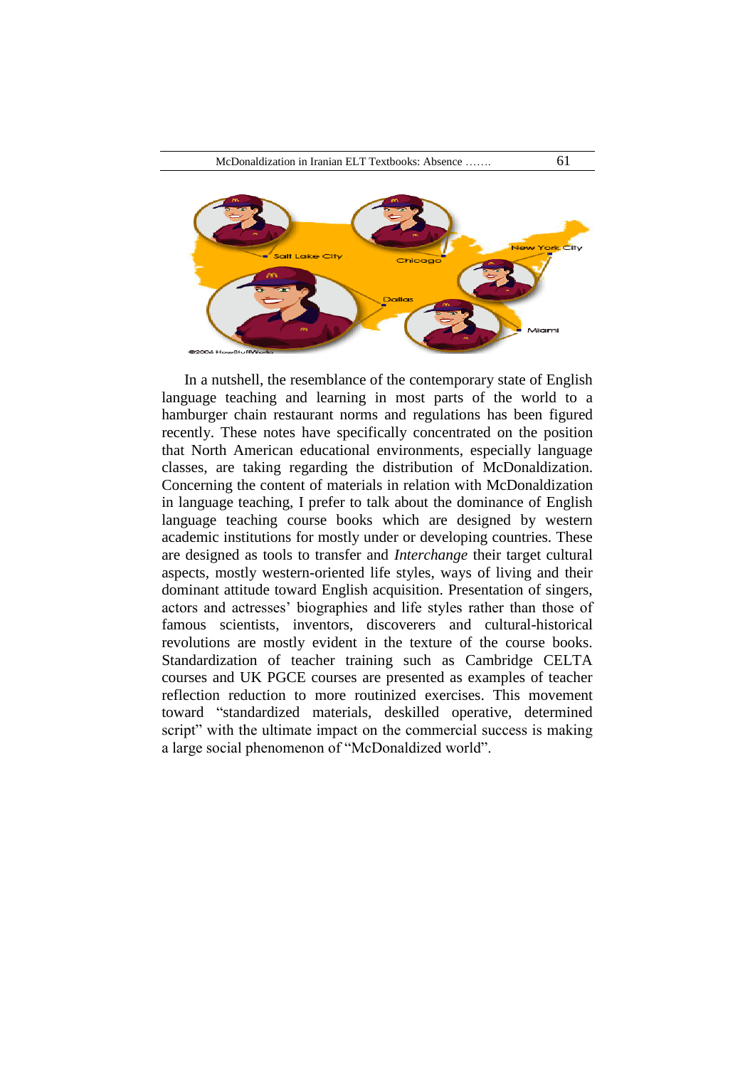In a nutshell, the resemblance of the contemporary state of English language teaching and learning in most parts of the world to a hamburger chain restaurant norms and regulations has been figured recently. These notes have specifically concentrated on the position that North American educational environments, especially language classes, are taking regarding the distribution of McDonaldization. Concerning the content of materials in relation with McDonaldization in language teaching, I prefer to talk about the dominance of English language teaching course books which are designed by western academic institutions for mostly under or developing countries. These are designed as tools to transfer and *Interchange* their target cultural aspects, mostly western-oriented life styles, ways of living and their dominant attitude toward English acquisition. Presentation of singers, actors and actresses' biographies and life styles rather than those of famous scientists, inventors, discoverers and cultural-historical revolutions are mostly evident in the texture of the course books. Standardization of teacher training such as Cambridge CELTA courses and UK PGCE courses are presented as examples of teacher reflection reduction to more routinized exercises. This movement toward "standardized materials, deskilled operative, determined script" with the ultimate impact on the commercial success is making a large social phenomenon of "McDonaldized world".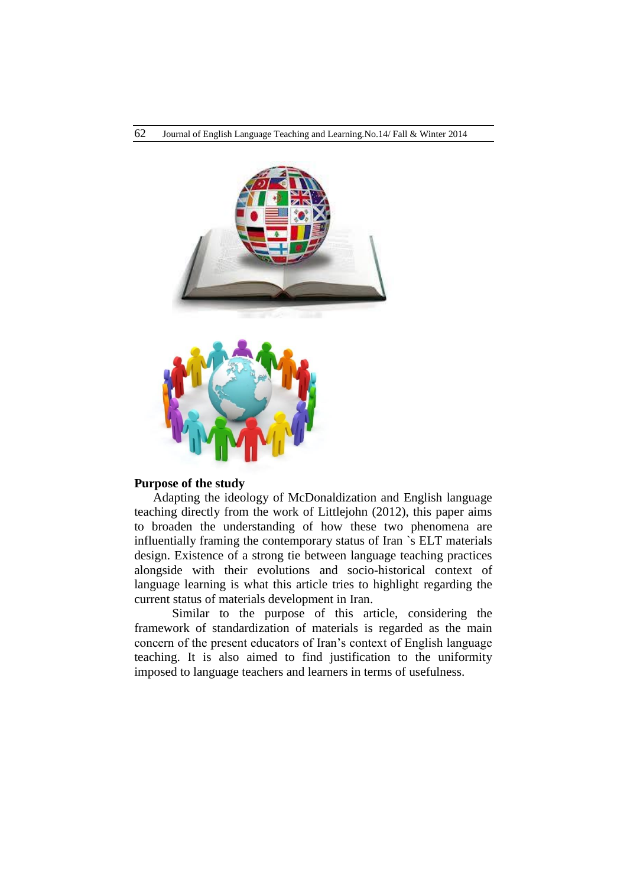## Purpose of the study

Adapting the ideology of McDonaldization and English language teaching directly from the work of Littlejohn (2012), this paper aims to broaden the understanding of how these two phenomena are influentially framing the contemporary status of Iran `s ELT materials design. Existence of a strong tie between language teaching practices alongside with their evolutions and socio-historical context of language learning is what this article tries to highlight regarding the current status of materials development in Iran.

Similar to the purpose of this article, considering the framework of standardization of materials is regarded as the main concern of the present educators of Iran's context of English language teaching. It is also aimed to find justification to the uniformity imposed to language teachers and learners in terms of usefulness.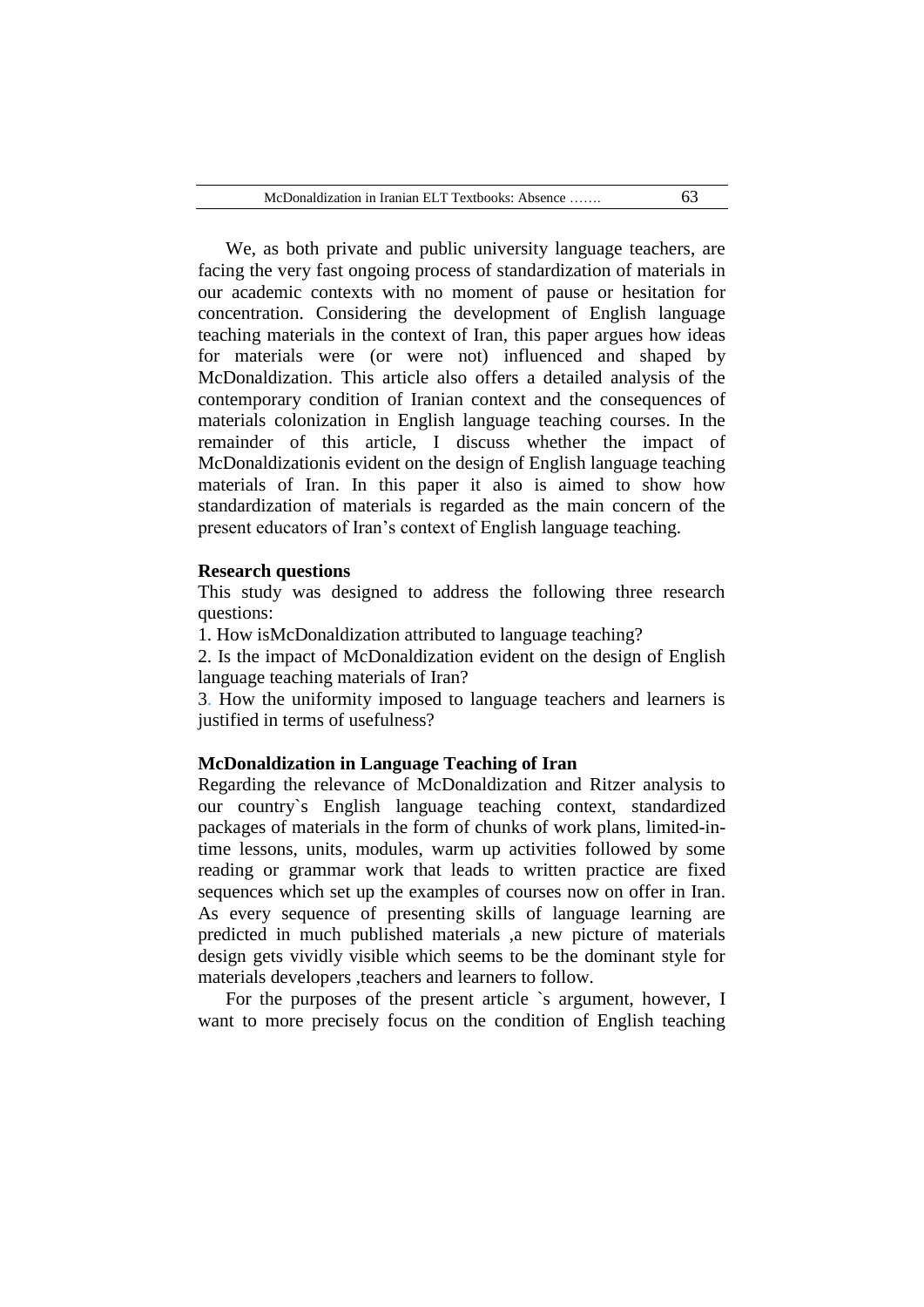We, as both private and public university language teachers, are facing the very fast ongoing process of standardization of materials in our academic contexts with no moment of pause or hesitation for concentration. Considering the development of English language teaching materials in the context of Iran, this paper argues how ideas for materials were (or were not) influenced and shaped by McDonaldization. This article also offers a detailed analysis of the contemporary condition of Iranian context and the consequences of materials colonization in English language teaching courses. In the remainder of this article, I discuss whether the impact of McDonaldizationis evident on the design of English language teaching materials of Iran. In this paper it also is aimed to show how standardization of materials is regarded as the main concern of the present educators of Iran's context of English language teaching.

**Research questions**

This study was designed to address the following three research questions:

1. How isMcDonaldization attributed to language teaching?
2. Is the impact of McDonaldization evident on the design of English language teaching materials of Iran?
3. How the uniformity imposed to language teachers and learners is justified in terms of usefulness?

**McDonaldization in Language Teaching of Iran**

Regarding the relevance of McDonaldization and Ritzer analysis to our country`s English language teaching context, standardized packages of materials in the form of chunks of work plans, limited-in-time lessons, units, modules, warm up activities followed by some reading or grammar work that leads to written practice are fixed sequences which set up the examples of courses now on offer in Iran. As every sequence of presenting skills of language learning are predicted in much published materials ,a new picture of materials design gets vividly visible which seems to be the dominant style for materials developers ,teachers and learners to follow.

For the purposes of the present article `s argument, however, I want to more precisely focus on the condition of English teaching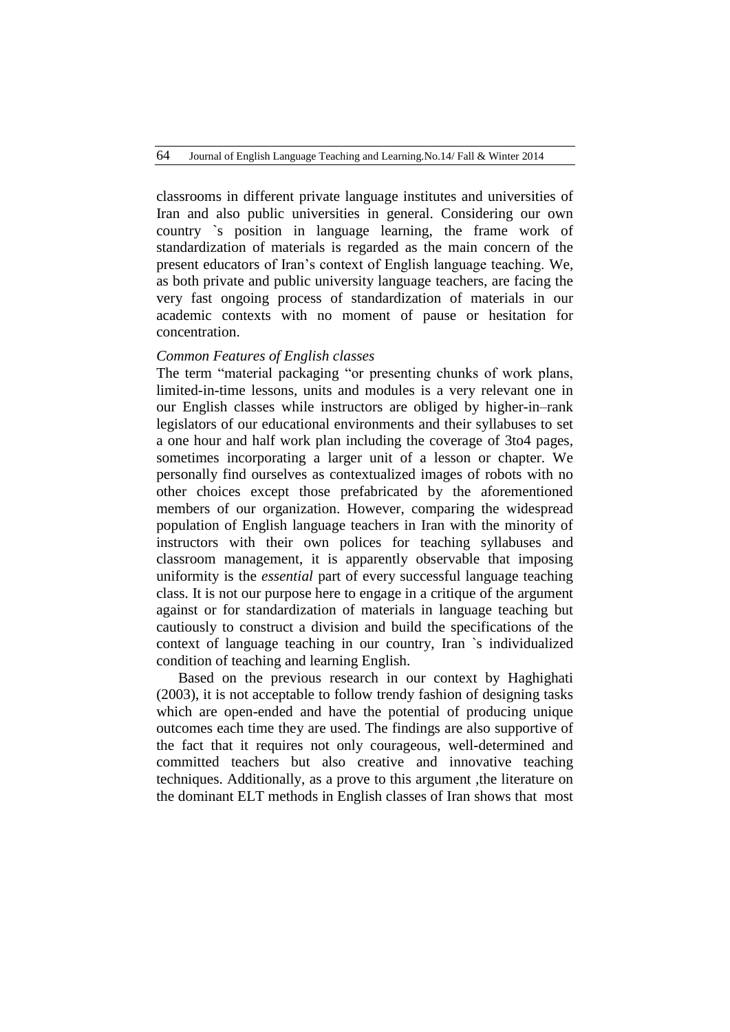classrooms in different private language institutes and universities of Iran and also public universities in general. Considering our own country `s position in language learning, the frame work of standardization of materials is regarded as the main concern of the present educators of Iran's context of English language teaching. We, as both private and public university language teachers, are facing the very fast ongoing process of standardization of materials in our academic contexts with no moment of pause or hesitation for concentration.

*Common Features of English classes*

The term "material packaging "or presenting chunks of work plans, limited-in-time lessons, units and modules is a very relevant one in our English classes while instructors are obliged by higher-in–rank legislators of our educational environments and their syllabuses to set a one hour and half work plan including the coverage of 3to4 pages, sometimes incorporating a larger unit of a lesson or chapter. We personally find ourselves as contextualized images of robots with no other choices except those prefabricated by the aforementioned members of our organization. However, comparing the widespread population of English language teachers in Iran with the minority of instructors with their own polices for teaching syllabuses and classroom management, it is apparently observable that imposing uniformity is the *essential* part of every successful language teaching class. It is not our purpose here to engage in a critique of the argument against or for standardization of materials in language teaching but cautiously to construct a division and build the specifications of the context of language teaching in our country, Iran `s individualized condition of teaching and learning English.

Based on the previous research in our context by Haghighati (2003), it is not acceptable to follow trendy fashion of designing tasks which are open-ended and have the potential of producing unique outcomes each time they are used. The findings are also supportive of the fact that it requires not only courageous, well-determined and committed teachers but also creative and innovative teaching techniques. Additionally, as a prove to this argument ,the literature on the dominant ELT methods in English classes of Iran shows that most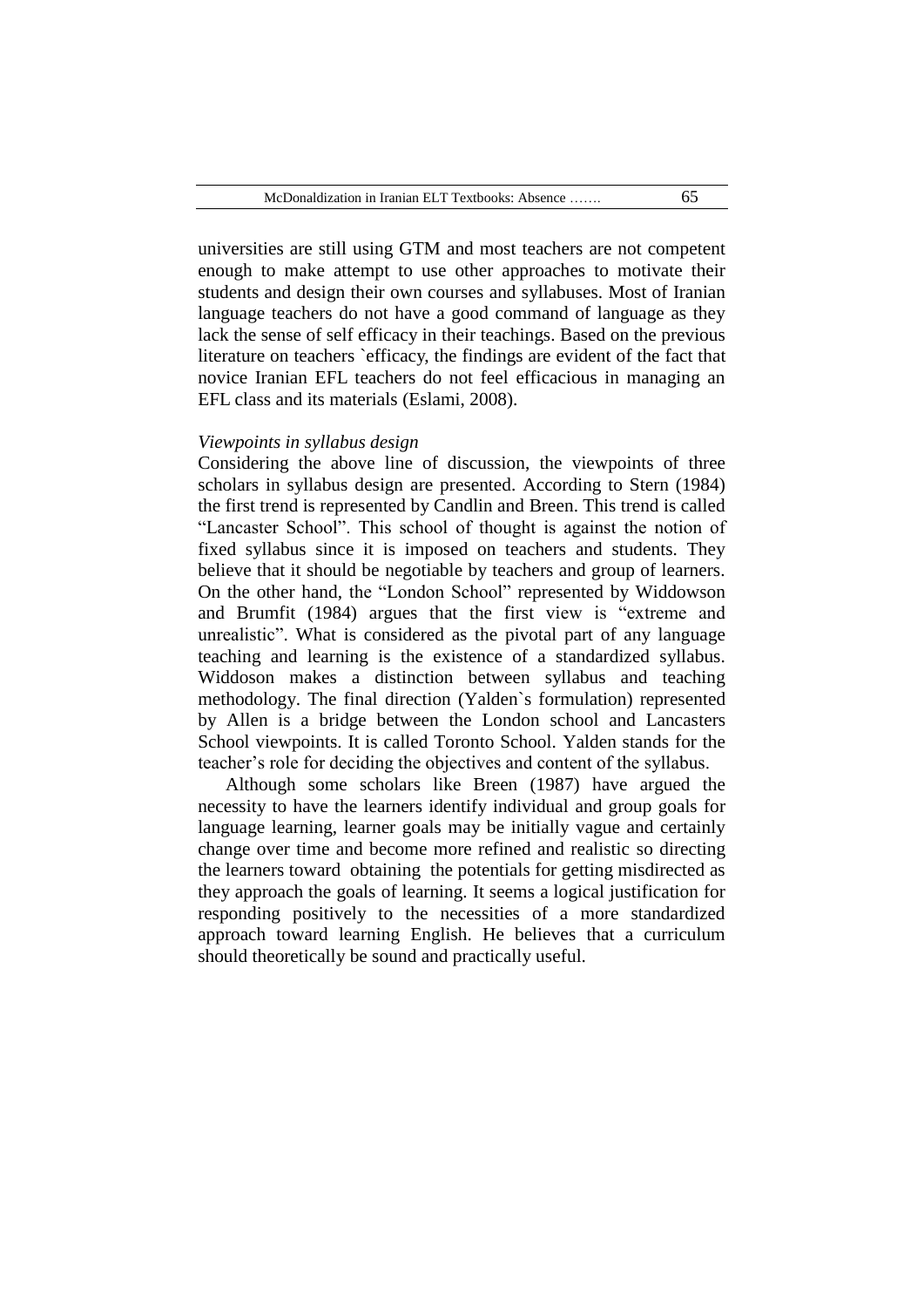universities are still using GTM and most teachers are not competent enough to make attempt to use other approaches to motivate their students and design their own courses and syllabuses. Most of Iranian language teachers do not have a good command of language as they lack the sense of self efficacy in their teachings. Based on the previous literature on teachers `efficacy, the findings are evident of the fact that novice Iranian EFL teachers do not feel efficacious in managing an EFL class and its materials (Eslami, 2008).

*Viewpoints in syllabus design*

Considering the above line of discussion, the viewpoints of three scholars in syllabus design are presented. According to Stern (1984) the first trend is represented by Candlin and Breen. This trend is called "Lancaster School". This school of thought is against the notion of fixed syllabus since it is imposed on teachers and students. They believe that it should be negotiable by teachers and group of learners. On the other hand, the "London School" represented by Widdowson and Brumfit (1984) argues that the first view is "extreme and unrealistic". What is considered as the pivotal part of any language teaching and learning is the existence of a standardized syllabus. Widdoson makes a distinction between syllabus and teaching methodology. The final direction (Yalden`s formulation) represented by Allen is a bridge between the London school and Lancasters School viewpoints. It is called Toronto School. Yalden stands for the teacher's role for deciding the objectives and content of the syllabus.

Although some scholars like Breen (1987) have argued the necessity to have the learners identify individual and group goals for language learning, learner goals may be initially vague and certainly change over time and become more refined and realistic so directing the learners toward obtaining the potentials for getting misdirected as they approach the goals of learning. It seems a logical justification for responding positively to the necessities of a more standardized approach toward learning English. He believes that a curriculum should theoretically be sound and practically useful.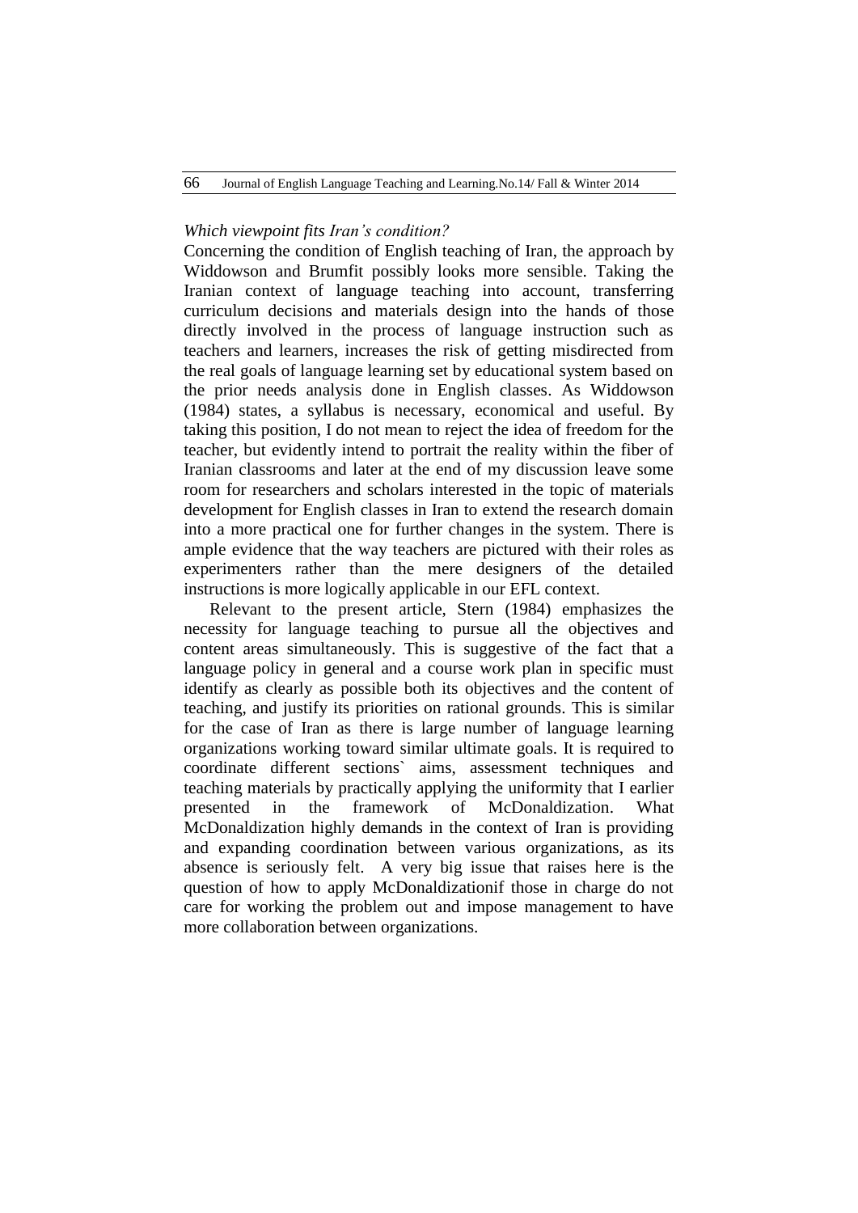*Which viewpoint fits Iran's condition?*

Concerning the condition of English teaching of Iran, the approach by Widdowson and Brumfit possibly looks more sensible. Taking the Iranian context of language teaching into account, transferring curriculum decisions and materials design into the hands of those directly involved in the process of language instruction such as teachers and learners, increases the risk of getting misdirected from the real goals of language learning set by educational system based on the prior needs analysis done in English classes. As Widdowson (1984) states, a syllabus is necessary, economical and useful. By taking this position, I do not mean to reject the idea of freedom for the teacher, but evidently intend to portrait the reality within the fiber of Iranian classrooms and later at the end of my discussion leave some room for researchers and scholars interested in the topic of materials development for English classes in Iran to extend the research domain into a more practical one for further changes in the system. There is ample evidence that the way teachers are pictured with their roles as experimenters rather than the mere designers of the detailed instructions is more logically applicable in our EFL context.

Relevant to the present article, Stern (1984) emphasizes the necessity for language teaching to pursue all the objectives and content areas simultaneously. This is suggestive of the fact that a language policy in general and a course work plan in specific must identify as clearly as possible both its objectives and the content of teaching, and justify its priorities on rational grounds. This is similar for the case of Iran as there is large number of language learning organizations working toward similar ultimate goals. It is required to coordinate different sections` aims, assessment techniques and teaching materials by practically applying the uniformity that I earlier presented in the framework of McDonaldization. What McDonaldization highly demands in the context of Iran is providing and expanding coordination between various organizations, as its absence is seriously felt. A very big issue that raises here is the question of how to apply McDonaldizationif those in charge do not care for working the problem out and impose management to have more collaboration between organizations.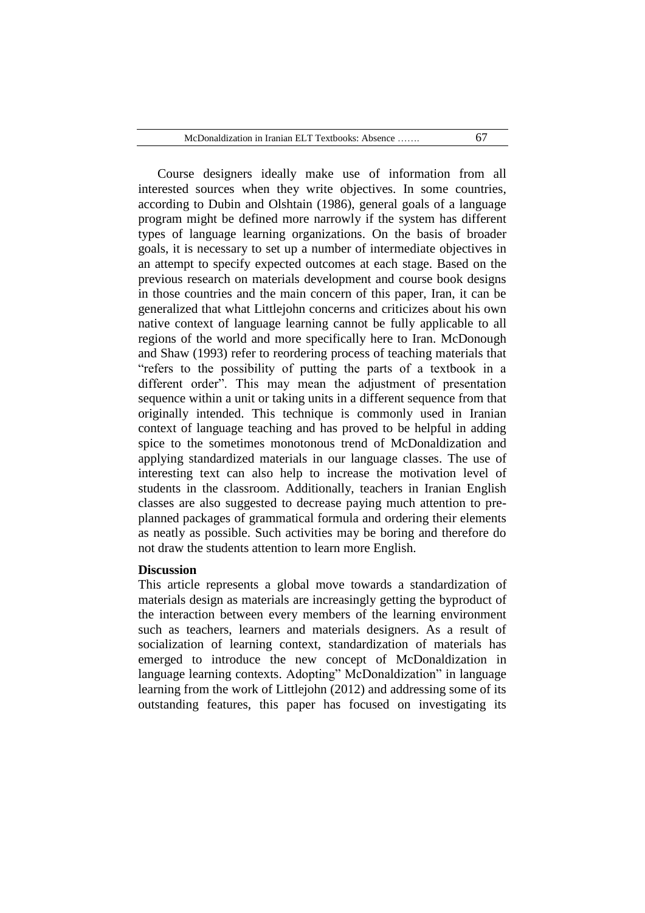Course designers ideally make use of information from all interested sources when they write objectives. In some countries, according to Dubin and Olshtain (1986), general goals of a language program might be defined more narrowly if the system has different types of language learning organizations. On the basis of broader goals, it is necessary to set up a number of intermediate objectives in an attempt to specify expected outcomes at each stage. Based on the previous research on materials development and course book designs in those countries and the main concern of this paper, Iran, it can be generalized that what Littlejohn concerns and criticizes about his own native context of language learning cannot be fully applicable to all regions of the world and more specifically here to Iran. McDonough and Shaw (1993) refer to reordering process of teaching materials that "refers to the possibility of putting the parts of a textbook in a different order". This may mean the adjustment of presentation sequence within a unit or taking units in a different sequence from that originally intended. This technique is commonly used in Iranian context of language teaching and has proved to be helpful in adding spice to the sometimes monotonous trend of McDonaldization and applying standardized materials in our language classes. The use of interesting text can also help to increase the motivation level of students in the classroom. Additionally, teachers in Iranian English classes are also suggested to decrease paying much attention to pre-planned packages of grammatical formula and ordering their elements as neatly as possible. Such activities may be boring and therefore do not draw the students attention to learn more English.

**Discussion**

This article represents a global move towards a standardization of materials design as materials are increasingly getting the byproduct of the interaction between every members of the learning environment such as teachers, learners and materials designers. As a result of socialization of learning context, standardization of materials has emerged to introduce the new concept of McDonaldization in language learning contexts. Adopting" McDonaldization" in language learning from the work of Littlejohn (2012) and addressing some of its outstanding features, this paper has focused on investigating its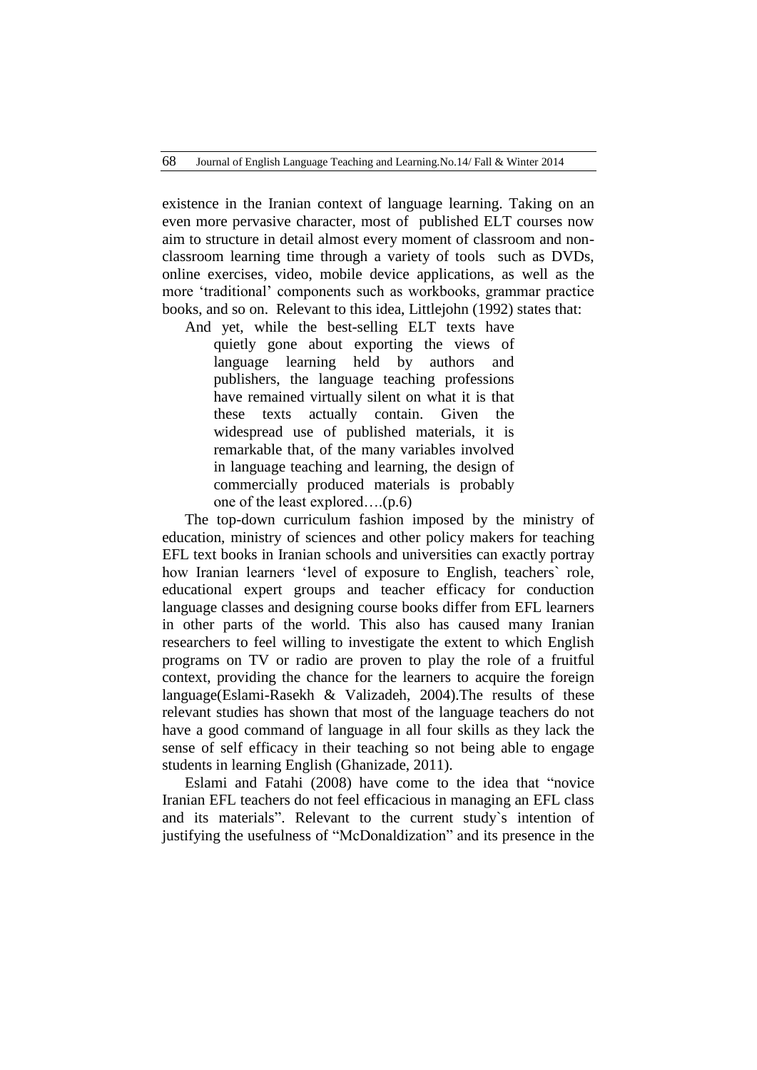existence in the Iranian context of language learning. Taking on an even more pervasive character, most of published ELT courses now aim to structure in detail almost every moment of classroom and non-classroom learning time through a variety of tools such as DVDs, online exercises, video, mobile device applications, as well as the more 'traditional' components such as workbooks, grammar practice books, and so on. Relevant to this idea, Littlejohn (1992) states that:

> And yet, while the best-selling ELT texts have quietly gone about exporting the views of language learning held by authors and publishers, the language teaching professions have remained virtually silent on what it is that these texts actually contain. Given the widespread use of published materials, it is remarkable that, of the many variables involved in language teaching and learning, the design of commercially produced materials is probably one of the least explored….(p.6)

The top-down curriculum fashion imposed by the ministry of education, ministry of sciences and other policy makers for teaching EFL text books in Iranian schools and universities can exactly portray how Iranian learners 'level of exposure to English, teachers` role, educational expert groups and teacher efficacy for conduction language classes and designing course books differ from EFL learners in other parts of the world. This also has caused many Iranian researchers to feel willing to investigate the extent to which English programs on TV or radio are proven to play the role of a fruitful context, providing the chance for the learners to acquire the foreign language(Eslami-Rasekh & Valizadeh, 2004).The results of these relevant studies has shown that most of the language teachers do not have a good command of language in all four skills as they lack the sense of self efficacy in their teaching so not being able to engage students in learning English (Ghanizade, 2011).

Eslami and Fatahi (2008) have come to the idea that "novice Iranian EFL teachers do not feel efficacious in managing an EFL class and its materials". Relevant to the current study`s intention of justifying the usefulness of "McDonaldization" and its presence in the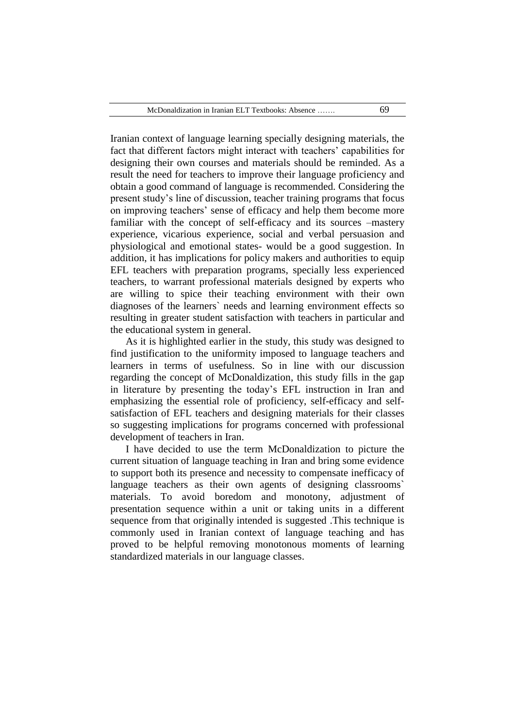Iranian context of language learning specially designing materials, the fact that different factors might interact with teachers' capabilities for designing their own courses and materials should be reminded. As a result the need for teachers to improve their language proficiency and obtain a good command of language is recommended. Considering the present study's line of discussion, teacher training programs that focus on improving teachers' sense of efficacy and help them become more familiar with the concept of self-efficacy and its sources –mastery experience, vicarious experience, social and verbal persuasion and physiological and emotional states- would be a good suggestion. In addition, it has implications for policy makers and authorities to equip EFL teachers with preparation programs, specially less experienced teachers, to warrant professional materials designed by experts who are willing to spice their teaching environment with their own diagnoses of the learners` needs and learning environment effects so resulting in greater student satisfaction with teachers in particular and the educational system in general.

As it is highlighted earlier in the study, this study was designed to find justification to the uniformity imposed to language teachers and learners in terms of usefulness. So in line with our discussion regarding the concept of McDonaldization, this study fills in the gap in literature by presenting the today's EFL instruction in Iran and emphasizing the essential role of proficiency, self-efficacy and self-satisfaction of EFL teachers and designing materials for their classes so suggesting implications for programs concerned with professional development of teachers in Iran.

I have decided to use the term McDonaldization to picture the current situation of language teaching in Iran and bring some evidence to support both its presence and necessity to compensate inefficacy of language teachers as their own agents of designing classrooms` materials. To avoid boredom and monotony, adjustment of presentation sequence within a unit or taking units in a different sequence from that originally intended is suggested .This technique is commonly used in Iranian context of language teaching and has proved to be helpful removing monotonous moments of learning standardized materials in our language classes.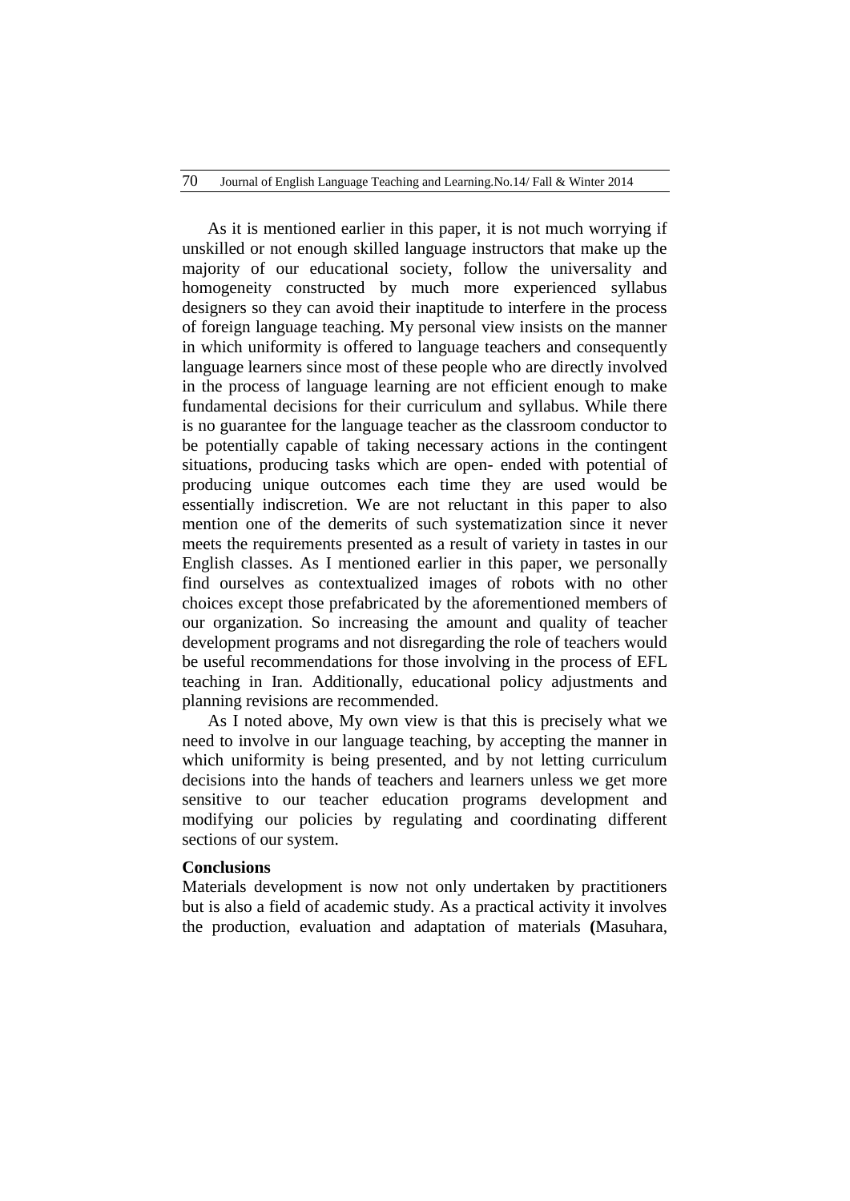As it is mentioned earlier in this paper, it is not much worrying if unskilled or not enough skilled language instructors that make up the majority of our educational society, follow the universality and homogeneity constructed by much more experienced syllabus designers so they can avoid their inaptitude to interfere in the process of foreign language teaching. My personal view insists on the manner in which uniformity is offered to language teachers and consequently language learners since most of these people who are directly involved in the process of language learning are not efficient enough to make fundamental decisions for their curriculum and syllabus. While there is no guarantee for the language teacher as the classroom conductor to be potentially capable of taking necessary actions in the contingent situations, producing tasks which are open- ended with potential of producing unique outcomes each time they are used would be essentially indiscretion. We are not reluctant in this paper to also mention one of the demerits of such systematization since it never meets the requirements presented as a result of variety in tastes in our English classes. As I mentioned earlier in this paper, we personally find ourselves as contextualized images of robots with no other choices except those prefabricated by the aforementioned members of our organization. So increasing the amount and quality of teacher development programs and not disregarding the role of teachers would be useful recommendations for those involving in the process of EFL teaching in Iran. Additionally, educational policy adjustments and planning revisions are recommended.

As I noted above, My own view is that this is precisely what we need to involve in our language teaching, by accepting the manner in which uniformity is being presented, and by not letting curriculum decisions into the hands of teachers and learners unless we get more sensitive to our teacher education programs development and modifying our policies by regulating and coordinating different sections of our system.

**Conclusions**

Materials development is now not only undertaken by practitioners but is also a field of academic study. As a practical activity it involves the production, evaluation and adaptation of materials **(**Masuhara,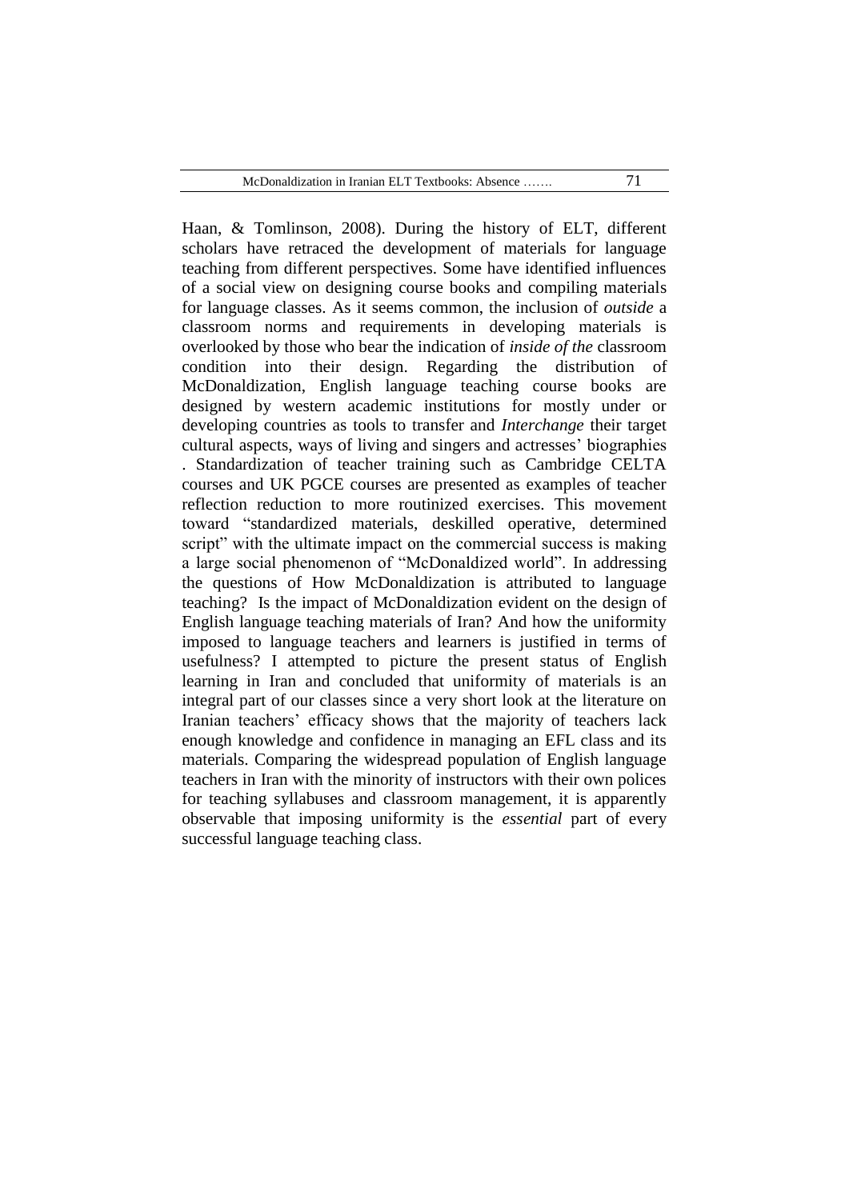Haan, & Tomlinson, 2008). During the history of ELT, different scholars have retraced the development of materials for language teaching from different perspectives. Some have identified influences of a social view on designing course books and compiling materials for language classes. As it seems common, the inclusion of *outside* a classroom norms and requirements in developing materials is overlooked by those who bear the indication of *inside of the* classroom condition into their design. Regarding the distribution of McDonaldization, English language teaching course books are designed by western academic institutions for mostly under or developing countries as tools to transfer and *Interchange* their target cultural aspects, ways of living and singers and actresses' biographies . Standardization of teacher training such as Cambridge CELTA courses and UK PGCE courses are presented as examples of teacher reflection reduction to more routinized exercises. This movement toward "standardized materials, deskilled operative, determined script" with the ultimate impact on the commercial success is making a large social phenomenon of "McDonaldized world". In addressing the questions of How McDonaldization is attributed to language teaching? Is the impact of McDonaldization evident on the design of English language teaching materials of Iran? And how the uniformity imposed to language teachers and learners is justified in terms of usefulness? I attempted to picture the present status of English learning in Iran and concluded that uniformity of materials is an integral part of our classes since a very short look at the literature on Iranian teachers' efficacy shows that the majority of teachers lack enough knowledge and confidence in managing an EFL class and its materials. Comparing the widespread population of English language teachers in Iran with the minority of instructors with their own polices for teaching syllabuses and classroom management, it is apparently observable that imposing uniformity is the *essential* part of every successful language teaching class.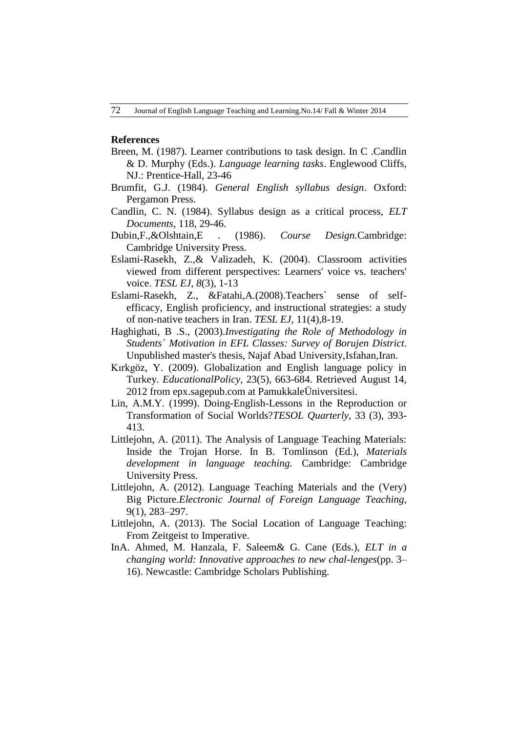**References**

Breen, M. (1987). Learner contributions to task design. In C .Candlin & D. Murphy (Eds.). *Language learning tasks*. Englewood Cliffs, NJ.: Prentice-Hall, 23-46

Brumfit, G.J. (1984). *General English syllabus design*. Oxford: Pergamon Press.

Candlin, C. N. (1984). Syllabus design as a critical process, *ELT Documents*, 118, 29-46.

Dubin,F.,&Olshtain,E . (1986). *Course Design.*Cambridge: Cambridge University Press.

Eslami-Rasekh, Z.,& Valizadeh, K. (2004). Classroom activities viewed from different perspectives: Learners' voice vs. teachers' voice. *TESL EJ*, *8*(3), 1-13

Eslami-Rasekh, Z., &Fatahi,A.(2008).Teachers` sense of self-efficacy, English proficiency, and instructional strategies: a study of non-native teachers in Iran. *TESL EJ*, 11(4),8-19.

Haghighati, B .S., (2003).*Investigating the Role of Methodology in Students` Motivation in EFL Classes: Survey of Borujen District*. Unpublished master's thesis, Najaf Abad University,Isfahan,Iran.

Kırkgöz, Y. (2009). Globalization and English language policy in Turkey. *EducationalPolicy*, 23(5), 663-684. Retrieved August 14, 2012 from epx.sagepub.com at PamukkaleÜniversitesi.

Lin, A.M.Y. (1999). Doing-English-Lessons in the Reproduction or Transformation of Social Worlds?*TESOL Quarterly*, 33 (3), 393-413.

Littlejohn, A. (2011). The Analysis of Language Teaching Materials: Inside the Trojan Horse. In B. Tomlinson (Ed.), *Materials development in language teaching.* Cambridge: Cambridge University Press.

Littlejohn, A. (2012). Language Teaching Materials and the (Very) Big Picture.*Electronic Journal of Foreign Language Teaching*, 9(1), 283–297.

Littlejohn, A. (2013). The Social Location of Language Teaching: From Zeitgeist to Imperative.

InA. Ahmed, M. Hanzala, F. Saleem& G. Cane (Eds.), *ELT in a changing world: Innovative approaches to new chal-lenges*(pp. 3–16). Newcastle: Cambridge Scholars Publishing.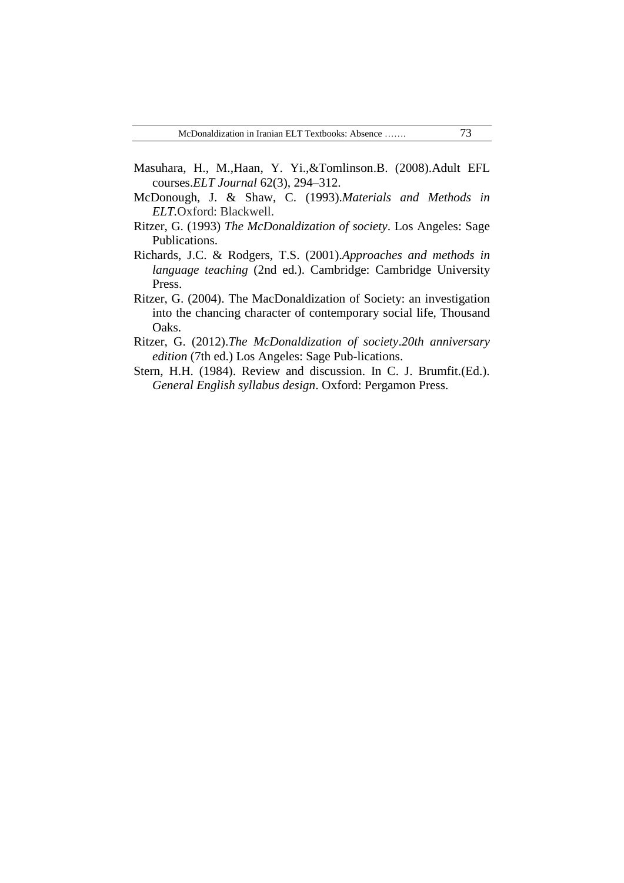Masuhara, H., M.,Haan, Y. Yi.,&Tomlinson.B. (2008).Adult EFL courses.*ELT Journal* 62(3), 294–312.

McDonough, J. & Shaw, C. (1993).*Materials and Methods in ELT*.Oxford: Blackwell.

Ritzer, G. (1993) *The McDonaldization of society*. Los Angeles: Sage Publications.

Richards, J.C. & Rodgers, T.S. (2001).*Approaches and methods in language teaching* (2nd ed.). Cambridge: Cambridge University Press.

Ritzer, G. (2004). The MacDonaldization of Society: an investigation into the chancing character of contemporary social life, Thousand Oaks.

Ritzer, G. (2012).*The McDonaldization of society*.*20th anniversary edition* (7th ed.) Los Angeles: Sage Pub-lications.

Stern, H.H. (1984). Review and discussion. In C. J. Brumfit.(Ed.). *General English syllabus design*. Oxford: Pergamon Press.